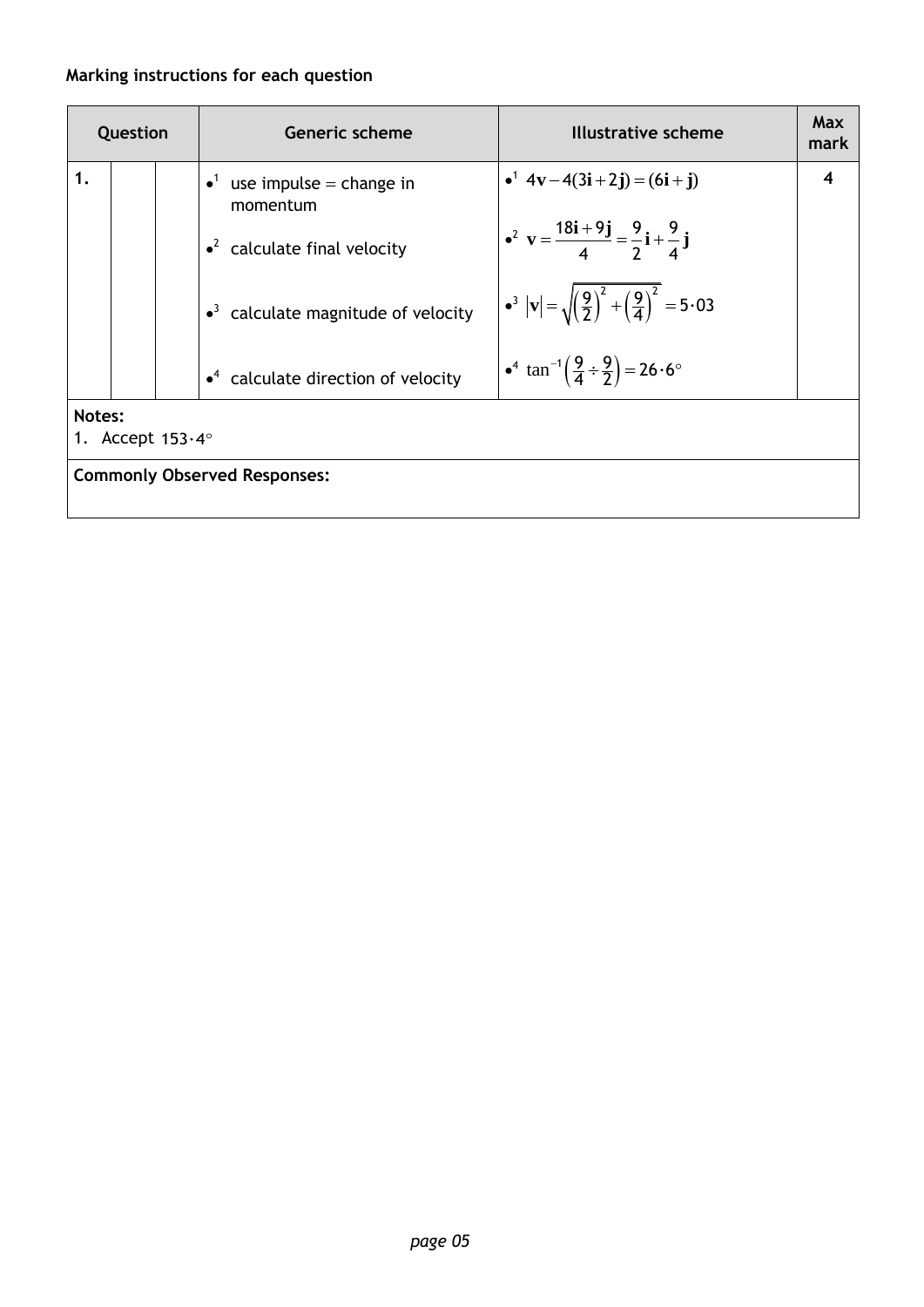**Marking instructions for each question**

| Question | | | Generic scheme | Illustrative scheme | Max mark |
|---|---|---|---|---|---|
| 1. | | | $\bullet^1$ use impulse = change in momentum | $\bullet^1$ $4\mathbf{v} - 4(3\mathbf{i} + 2\mathbf{j}) = (6\mathbf{i} + \mathbf{j})$ | 4 |
| | | | $\bullet^2$ calculate final velocity | $\bullet^2$ $\mathbf{v} = \frac{18\mathbf{i} + 9\mathbf{j}}{4} = \frac{9}{2}\mathbf{i} + \frac{9}{4}\mathbf{j}$ | |
| | | | $\bullet^3$ calculate magnitude of velocity | $\bullet^3$ $\lvert\mathbf{v}\rvert = \sqrt{\left(\frac{9}{2}\right)^2 + \left(\frac{9}{4}\right)^2} = 5{\cdot}03$ | |
| | | | $\bullet^4$ calculate direction of velocity | $\bullet^4$ $\tan^{-1}\left(\frac{9}{4} \div \frac{9}{2}\right) = 26{\cdot}6^\circ$ | |

**Notes:**

1. Accept $153{\cdot}4^\circ$

**Commonly Observed Responses:**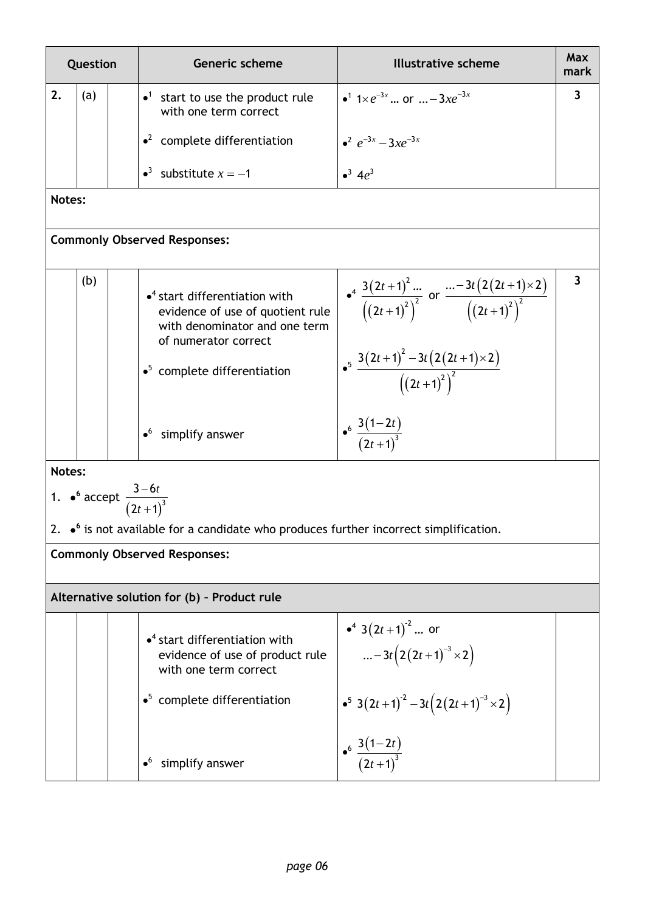| Question | | | Generic scheme | Illustrative scheme | Max mark |
|---|---|---|---|---|---|
| 2. | (a) | | •[1] start to use the product rule with one term correct | •[1] $1\times e^{-3x}$ … or … $-3xe^{-3x}$ | 3 |
| | | | •[2] complete differentiation | •[2] $e^{-3x}-3xe^{-3x}$ | |
| | | | •[3] substitute $x=-1$ | •[3] $4e^{3}$ | |

**Notes:**

**Commonly Observed Responses:**

| Question | | | Generic scheme | Illustrative scheme | Max mark |
|---|---|---|---|---|---|
| | (b) | | •[4] start differentiation with evidence of use of quotient rule with denominator and one term of numerator correct | •[4] $\dfrac{3(2t+1)^2 \ldots}{\left((2t+1)^2\right)^2}$ or $\dfrac{\ldots-3t\left(2(2t+1)\times 2\right)}{\left((2t+1)^2\right)^2}$ | 3 |
| | | | •[5] complete differentiation | •[5] $\dfrac{3(2t+1)^2-3t\left(2(2t+1)\times 2\right)}{\left((2t+1)^2\right)^2}$ | |
| | | | •[6] simplify answer | •[6] $\dfrac{3(1-2t)}{(2t+1)^3}$ | |

**Notes:**

1. •[6] accept $\dfrac{3-6t}{(2t+1)^3}$
2. •[6] is not available for a candidate who produces further incorrect simplification.

**Commonly Observed Responses:**

**Alternative solution for (b) – Product rule**

| | | | Generic scheme | Illustrative scheme | |
|---|---|---|---|---|---|
| | | | •[4] start differentiation with evidence of use of product rule with one term correct | •[4] $3(2t+1)^{-2}$ … or … $-3t\left(2(2t+1)^{-3}\times 2\right)$ | |
| | | | •[5] complete differentiation | •[5] $3(2t+1)^{-2}-3t\left(2(2t+1)^{-3}\times 2\right)$ | |
| | | | •[6] simplify answer | •[6] $\dfrac{3(1-2t)}{(2t+1)^3}$ | |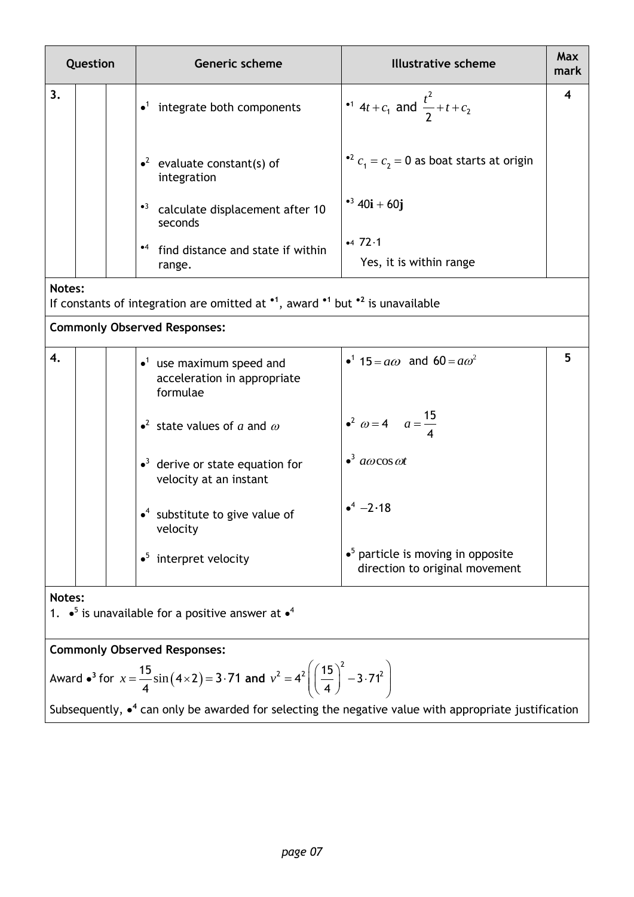| Question | | | Generic scheme | Illustrative scheme | Max mark |
|---|---|---|---|---|---|
| 3. | | | •1 integrate both components | •1 $4t + c_1$ and $\frac{t^2}{2} + t + c_2$ | 4 |
| | | | •2 evaluate constant(s) of integration | •2 $c_1 = c_2 = 0$ as boat starts at origin | |
| | | | •3 calculate displacement after 10 seconds | •3 $40\mathbf{i} + 60\mathbf{j}$ | |
| | | | •4 find distance and state if within range. | •4 $72 \cdot 1$ Yes, it is within range | |

**Notes:**

If constants of integration are omitted at •1, award •1 but •2 is unavailable

**Commonly Observed Responses:**

| Question | | | Generic scheme | Illustrative scheme | Max mark |
|---|---|---|---|---|---|
| 4. | | | •1 use maximum speed and acceleration in appropriate formulae | •1 $15 = a\omega$ and $60 = a\omega^2$ | 5 |
| | | | •2 state values of $a$ and $\omega$ | •2 $\omega = 4 \quad a = \frac{15}{4}$ | |
| | | | •3 derive or state equation for velocity at an instant | •3 $a\omega \cos \omega t$ | |
| | | | •4 substitute to give value of velocity | •4 $-2 \cdot 18$ | |
| | | | •5 interpret velocity | •5 particle is moving in opposite direction to original movement | |

**Notes:**

1. •5 is unavailable for a positive answer at •4

**Commonly Observed Responses:**

Award •3 for $x = \frac{15}{4}\sin(4 \times 2) = 3 \cdot 71$ and $v^2 = 4^2\left(\left(\frac{15}{4}\right)^2 - 3 \cdot 71^2\right)$

Subsequently, •4 can only be awarded for selecting the negative value with appropriate justification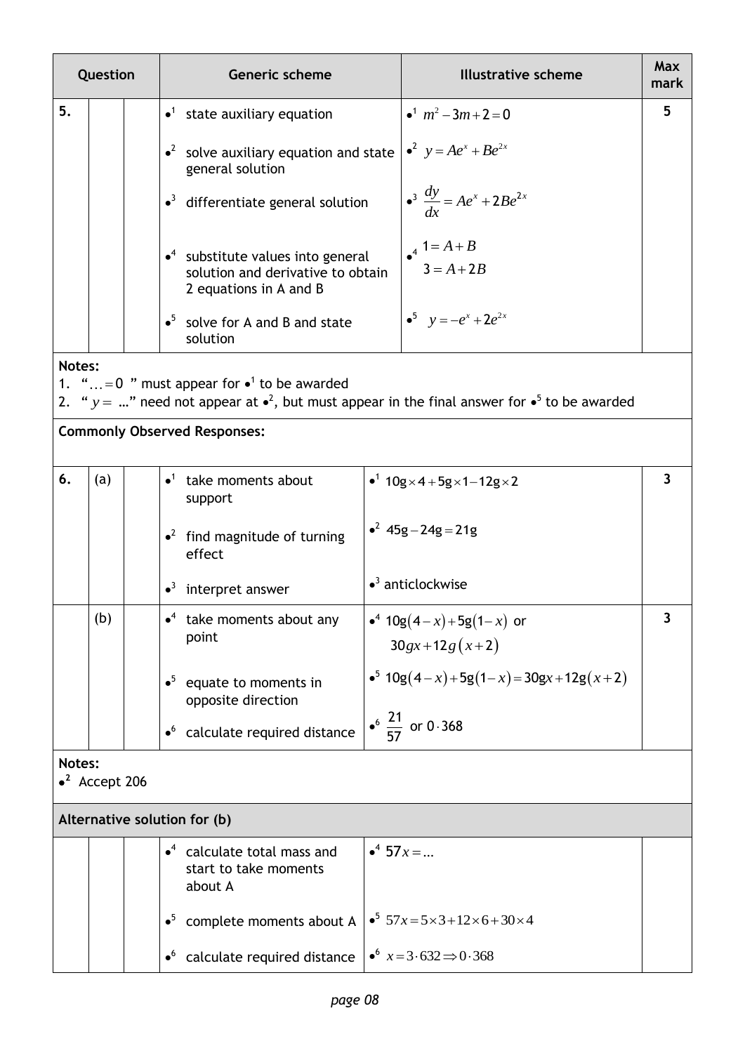| Question | | | Generic scheme | Illustrative scheme | Max mark |
|---|---|---|---|---|---|
| 5. | | | •1 state auxiliary equation | •1 $m^2 - 3m + 2 = 0$ | 5 |
| | | | •2 solve auxiliary equation and state general solution | •2 $y = Ae^x + Be^{2x}$ | |
| | | | •3 differentiate general solution | •3 $\frac{dy}{dx} = Ae^x + 2Be^{2x}$ | |
| | | | •4 substitute values into general solution and derivative to obtain 2 equations in A and B | •4 $1 = A + B$ <br> $3 = A + 2B$ | |
| | | | •5 solve for A and B and state solution | •5 $y = -e^x + 2e^{2x}$ | |

**Notes:**

1. "$\ldots = 0$" must appear for •1 to be awarded
2. "$y =$ …" need not appear at •2, but must appear in the final answer for •5 to be awarded

**Commonly Observed Responses:**

| Question | | | Generic scheme | Illustrative scheme | Max mark |
|---|---|---|---|---|---|
| 6. | (a) | | •1 take moments about support | •1 $10g \times 4 + 5g \times 1 - 12g \times 2$ | 3 |
| | | | •2 find magnitude of turning effect | •2 $45g - 24g = 21g$ | |
| | | | •3 interpret answer | •3 anticlockwise | |
| | (b) | | •4 take moments about any point | •4 $10g(4-x) + 5g(1-x)$ or <br> $30gx + 12g(x+2)$ | 3 |
| | | | •5 equate to moments in opposite direction | •5 $10g(4-x) + 5g(1-x) = 30gx + 12g(x+2)$ | |
| | | | •6 calculate required distance | •6 $\frac{21}{57}$ or $0 \cdot 368$ | |

**Notes:**

•2 Accept 206

**Alternative solution for (b)**

| | | | | | |
|---|---|---|---|---|---|
| | | | •4 calculate total mass and start to take moments about A | •4 $57x = \ldots$ | |
| | | | •5 complete moments about A | •5 $57x = 5 \times 3 + 12 \times 6 + 30 \times 4$ | |
| | | | •6 calculate required distance | •6 $x = 3 \cdot 632 \Rightarrow 0 \cdot 368$ | |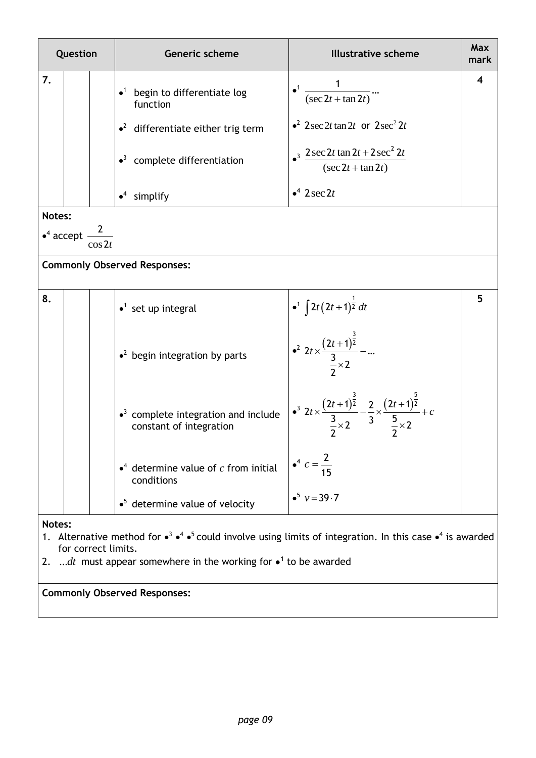| Question | | | Generic scheme | Illustrative scheme | Max mark |
|---|---|---|---|---|---|
| 7. | | | •1 begin to differentiate log function | •1 $\dfrac{1}{(\sec 2t + \tan 2t)}\ldots$ | 4 |
| | | | •2 differentiate either trig term | •2 $2\sec 2t \tan 2t$ or $2\sec^2 2t$ | |
| | | | •3 complete differentiation | •3 $\dfrac{2\sec 2t \tan 2t + 2\sec^2 2t}{(\sec 2t + \tan 2t)}$ | |
| | | | •4 simplify | •4 $2\sec 2t$ | |

**Notes:**

•4 accept $\dfrac{2}{\cos 2t}$

**Commonly Observed Responses:**

| Question | | | Generic scheme | Illustrative scheme | Max mark |
|---|---|---|---|---|---|
| 8. | | | •1 set up integral | •1 $\int 2t(2t+1)^{\frac{1}{2}}\,dt$ | 5 |
| | | | •2 begin integration by parts | •2 $2t \times \dfrac{(2t+1)^{\frac{3}{2}}}{\frac{3}{2}\times 2} - \ldots$ | |
| | | | •3 complete integration and include constant of integration | •3 $2t \times \dfrac{(2t+1)^{\frac{3}{2}}}{\frac{3}{2}\times 2} - \dfrac{2}{3} \times \dfrac{(2t+1)^{\frac{5}{2}}}{\frac{5}{2}\times 2} + c$ | |
| | | | •4 determine value of $c$ from initial conditions | •4 $c = \dfrac{2}{15}$ | |
| | | | •5 determine value of velocity | •5 $v = 39\cdot 7$ | |

**Notes:**

1. Alternative method for •3 •4 •5 could involve using limits of integration. In this case •4 is awarded for correct limits.
2. $\ldots dt$ must appear somewhere in the working for •1 to be awarded

**Commonly Observed Responses:**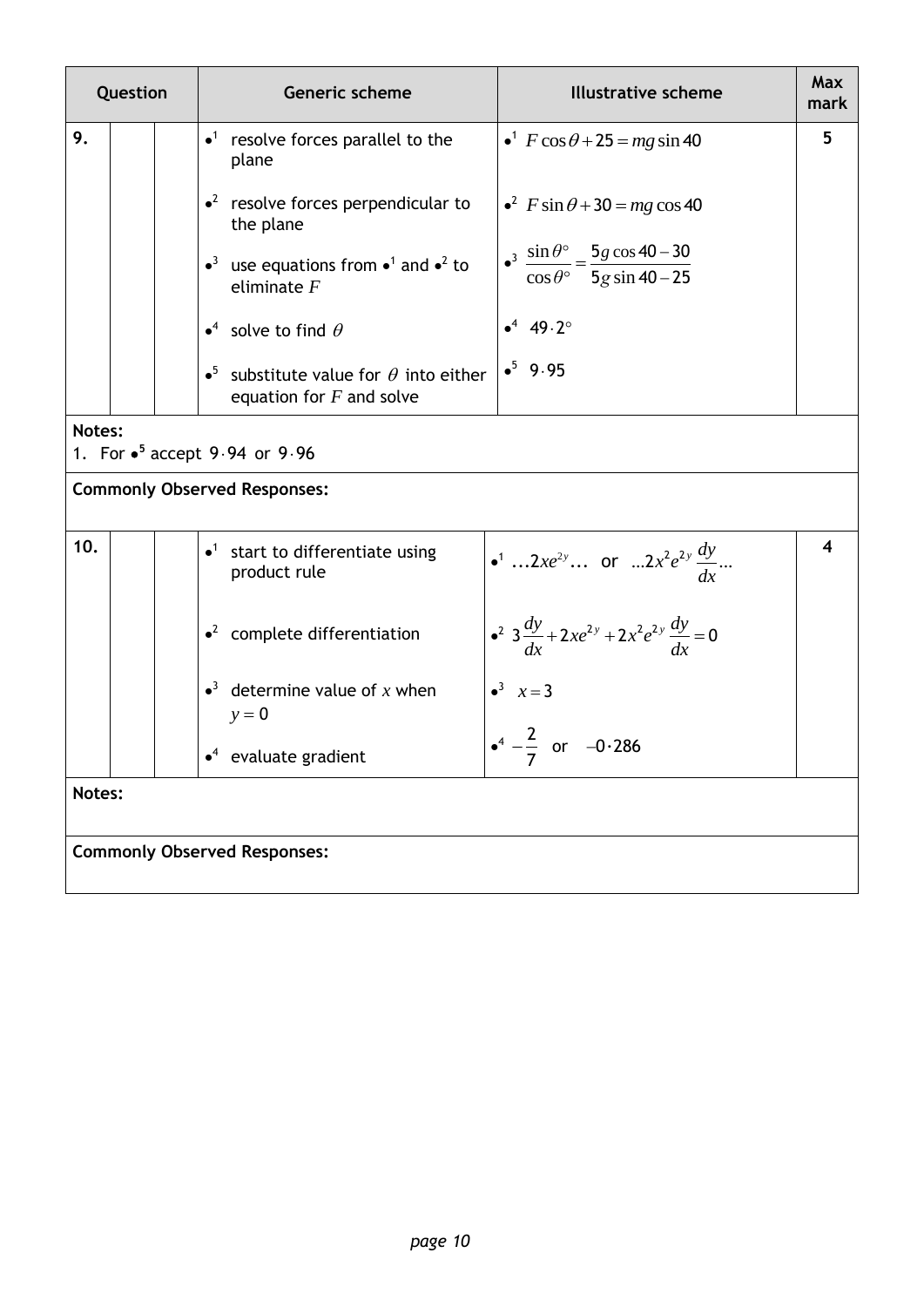| Question | | | Generic scheme | Illustrative scheme | Max mark |
|---|---|---|---|---|---|
| 9. | | | •[1] resolve forces parallel to the plane | •[1] $F\cos\theta + 25 = mg\sin 40$ | 5 |
| | | | •[2] resolve forces perpendicular to the plane | •[2] $F\sin\theta + 30 = mg\cos 40$ | |
| | | | •[3] use equations from •[1] and •[2] to eliminate $F$ | •[3] $\dfrac{\sin\theta^\circ}{\cos\theta^\circ} = \dfrac{5g\cos 40 - 30}{5g\sin 40 - 25}$ | |
| | | | •[4] solve to find $\theta$ | •[4] $49{\cdot}2^\circ$ | |
| | | | •[5] substitute value for $\theta$ into either equation for $F$ and solve | •[5] $9{\cdot}95$ | |

**Notes:**

1. For •[5] accept $9{\cdot}94$ or $9{\cdot}96$

**Commonly Observed Responses:**

| Question | | | Generic scheme | Illustrative scheme | Max mark |
|---|---|---|---|---|---|
| 10. | | | •[1] start to differentiate using product rule | •[1] $\ldots 2xe^{2y}\ldots$ or $\ldots 2x^2e^{2y}\dfrac{dy}{dx}\ldots$ | 4 |
| | | | •[2] complete differentiation | •[2] $3\dfrac{dy}{dx} + 2xe^{2y} + 2x^2e^{2y}\dfrac{dy}{dx} = 0$ | |
| | | | •[3] determine value of $x$ when $y = 0$ | •[3] $x = 3$ | |
| | | | •[4] evaluate gradient | •[4] $-\dfrac{2}{7}$ or $-0{\cdot}286$ | |

**Notes:**

**Commonly Observed Responses:**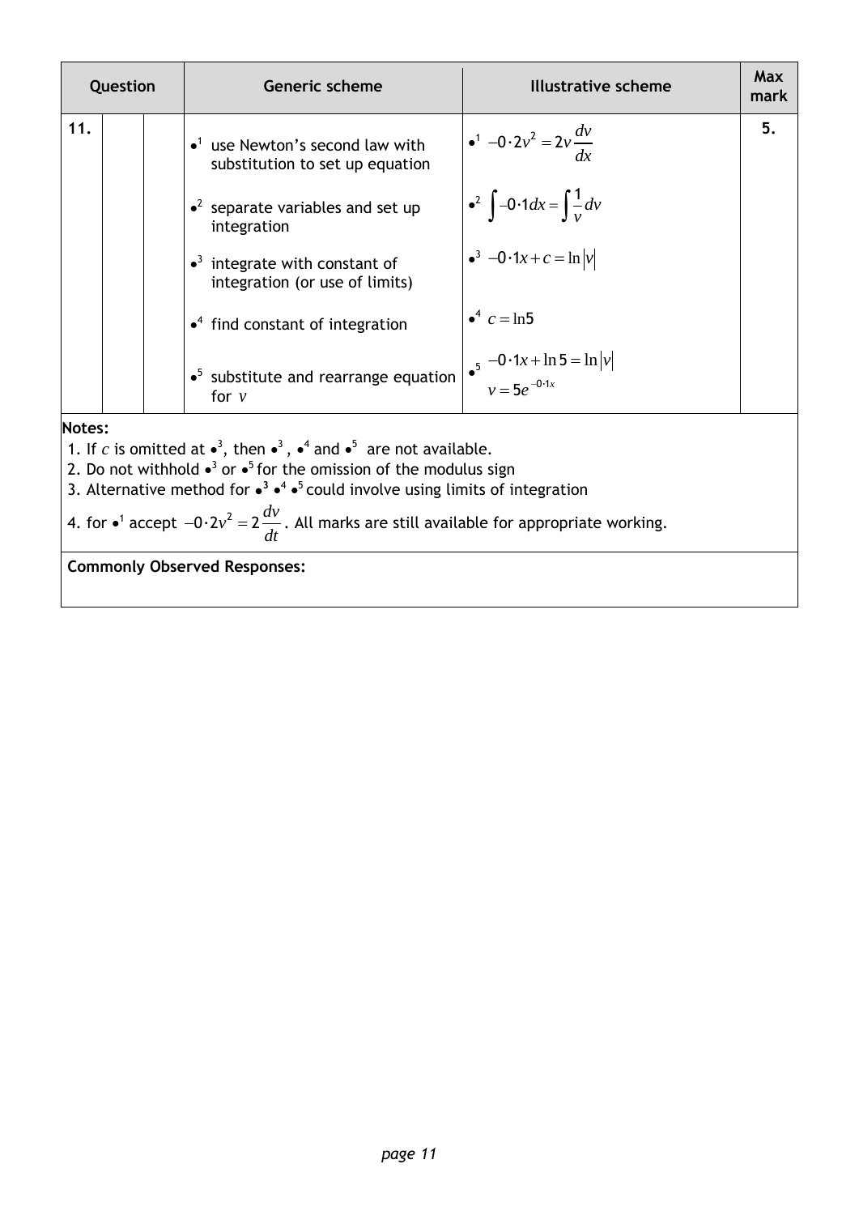| Question | | | Generic scheme | Illustrative scheme | Max mark |
|---|---|---|---|---|---|
| 11. | | | •1 use Newton's second law with substitution to set up equation | •1 $-0\cdot 2v^2 = 2v\dfrac{dv}{dx}$ | 5. |
| | | | •2 separate variables and set up integration | •2 $\int -0\cdot 1 dx = \int \dfrac{1}{v} dv$ | |
| | | | •3 integrate with constant of integration (or use of limits) | •3 $-0\cdot 1x + c = \ln\|v\|$ | |
| | | | •4 find constant of integration | •4 $c = \ln 5$ | |
| | | | •5 substitute and rearrange equation for $v$ | •5 $-0\cdot 1x + \ln 5 = \ln\|v\|$ <br> $v = 5e^{-0\cdot 1x}$ | |

**Notes:**

1. If $c$ is omitted at •3, then •3, •4 and •5 are not available.
2. Do not withhold •3 or •5 for the omission of the modulus sign
3. Alternative method for •3 •4 •5 could involve using limits of integration
4. for •1 accept $-0\cdot 2v^2 = 2\dfrac{dv}{dt}$. All marks are still available for appropriate working.

**Commonly Observed Responses:**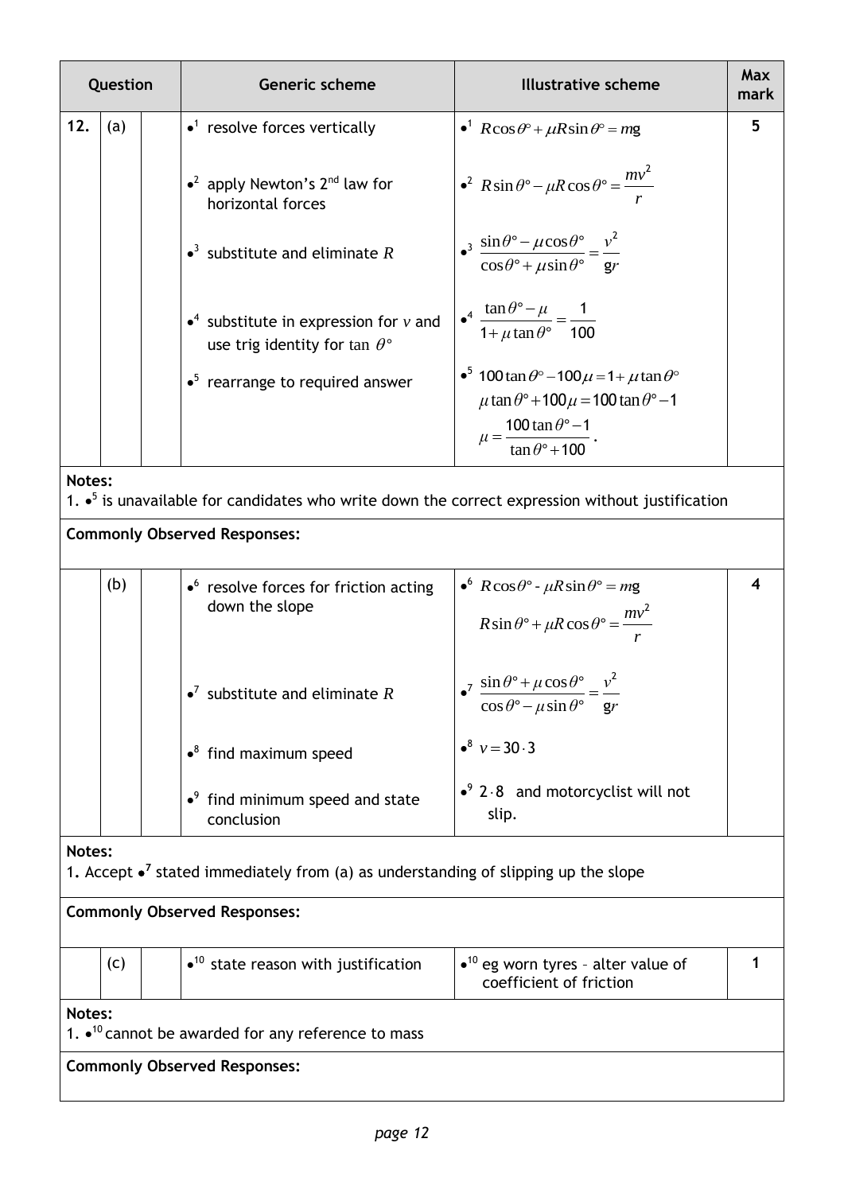| Question | | | Generic scheme | Illustrative scheme | Max mark |
|---|---|---|---|---|---|
| 12. | (a) | | •[1] resolve forces vertically | •[1] $R\cos\theta° + \mu R\sin\theta° = mg$ | 5 |
| | | | •[2] apply Newton's 2nd law for horizontal forces | •[2] $R\sin\theta° - \mu R\cos\theta° = \frac{mv^2}{r}$ | |
| | | | •[3] substitute and eliminate $R$ | •[3] $\frac{\sin\theta° - \mu\cos\theta°}{\cos\theta° + \mu\sin\theta°} = \frac{v^2}{gr}$ | |
| | | | •[4] substitute in expression for $v$ and use trig identity for $\tan\theta°$ | •[4] $\frac{\tan\theta° - \mu}{1 + \mu\tan\theta°} = \frac{1}{100}$ | |
| | | | •[5] rearrange to required answer | •[5] $100\tan\theta° - 100\mu = 1 + \mu\tan\theta°$ <br> $\mu\tan\theta° + 100\mu = 100\tan\theta° - 1$ <br> $\mu = \frac{100\tan\theta° - 1}{\tan\theta° + 100}$. | |

**Notes:**

1. •[5] is unavailable for candidates who write down the correct expression without justification

**Commonly Observed Responses:**

| Question | | | Generic scheme | Illustrative scheme | Max mark |
|---|---|---|---|---|---|
| | (b) | | •[6] resolve forces for friction acting down the slope | •[6] $R\cos\theta° - \mu R\sin\theta° = mg$ <br> $R\sin\theta° + \mu R\cos\theta° = \frac{mv^2}{r}$ | 4 |
| | | | •[7] substitute and eliminate $R$ | •[7] $\frac{\sin\theta° + \mu\cos\theta°}{\cos\theta° - \mu\sin\theta°} = \frac{v^2}{gr}$ | |
| | | | •[8] find maximum speed | •[8] $v = 30\cdot3$ | |
| | | | •[9] find minimum speed and state conclusion | •[9] $2\cdot8$ and motorcyclist will not slip. | |

**Notes:**

1. Accept •[7] stated immediately from (a) as understanding of slipping up the slope

**Commonly Observed Responses:**

| Question | | | Generic scheme | Illustrative scheme | Max mark |
|---|---|---|---|---|---|
| | (c) | | •[10] state reason with justification | •[10] eg worn tyres – alter value of coefficient of friction | 1 |

**Notes:**

1. •[10] cannot be awarded for any reference to mass

**Commonly Observed Responses:**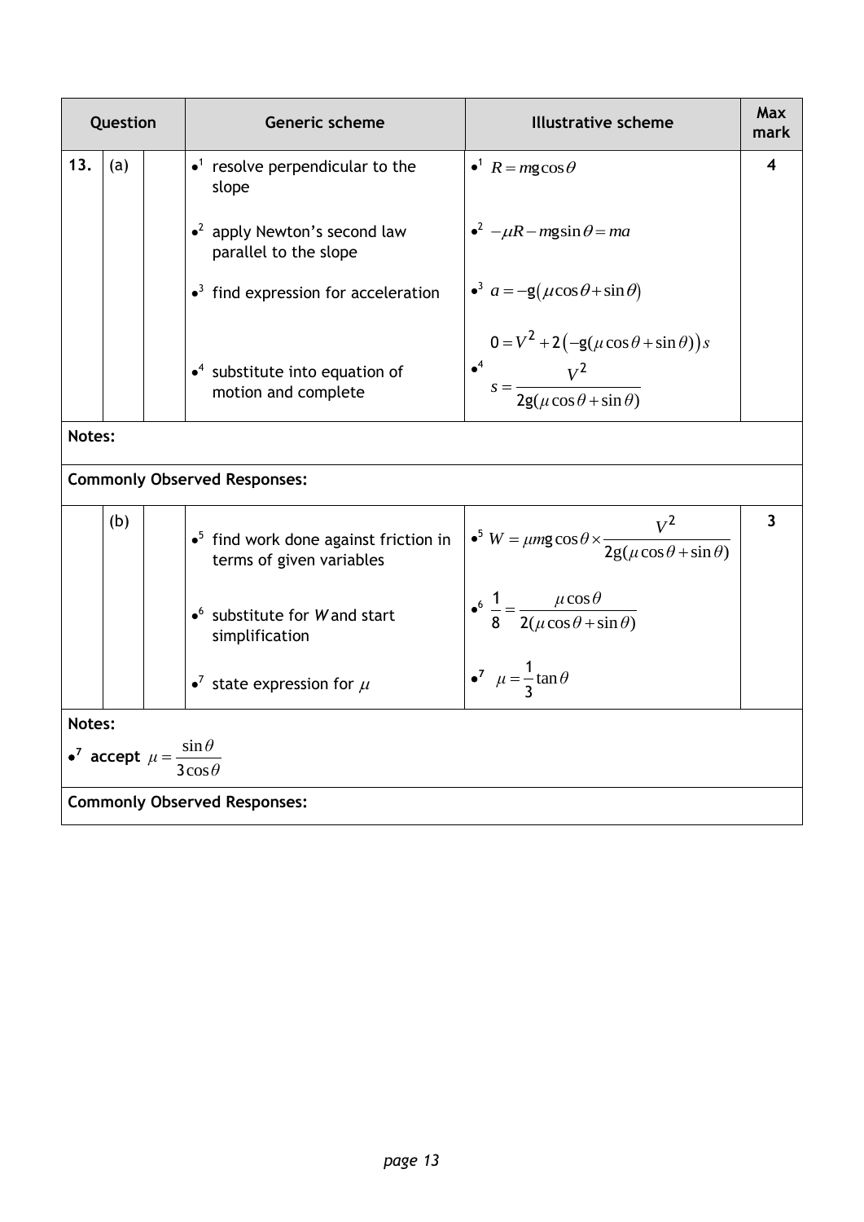| Question | | | Generic scheme | Illustrative scheme | Max mark |
|---|---|---|---|---|---|
| 13. | (a) | | •[1] resolve perpendicular to the slope | •[1] $R = mg\cos\theta$ | 4 |
| | | | •[2] apply Newton's second law parallel to the slope | •[2] $-\mu R - mg\sin\theta = ma$ | |
| | | | •[3] find expression for acceleration | •[3] $a = -g(\mu\cos\theta + \sin\theta)$ | |
| | | | •[4] substitute into equation of motion and complete | •[4] $0 = V^2 + 2(-g(\mu\cos\theta + \sin\theta))s$ <br> $s = \dfrac{V^2}{2g(\mu\cos\theta + \sin\theta)}$ | |

**Notes:**

**Commonly Observed Responses:**

| Question | | | Generic scheme | Illustrative scheme | Max mark |
|---|---|---|---|---|---|
| | (b) | | •[5] find work done against friction in terms of given variables | •[5] $W = \mu mg\cos\theta \times \dfrac{V^2}{2g(\mu\cos\theta + \sin\theta)}$ | 3 |
| | | | •[6] substitute for *W* and start simplification | •[6] $\dfrac{1}{8} = \dfrac{\mu\cos\theta}{2(\mu\cos\theta + \sin\theta)}$ | |
| | | | •[7] state expression for $\mu$ | •[7] $\mu = \dfrac{1}{3}\tan\theta$ | |

**Notes:**

•[7] **accept** $\mu = \dfrac{\sin\theta}{3\cos\theta}$

**Commonly Observed Responses:**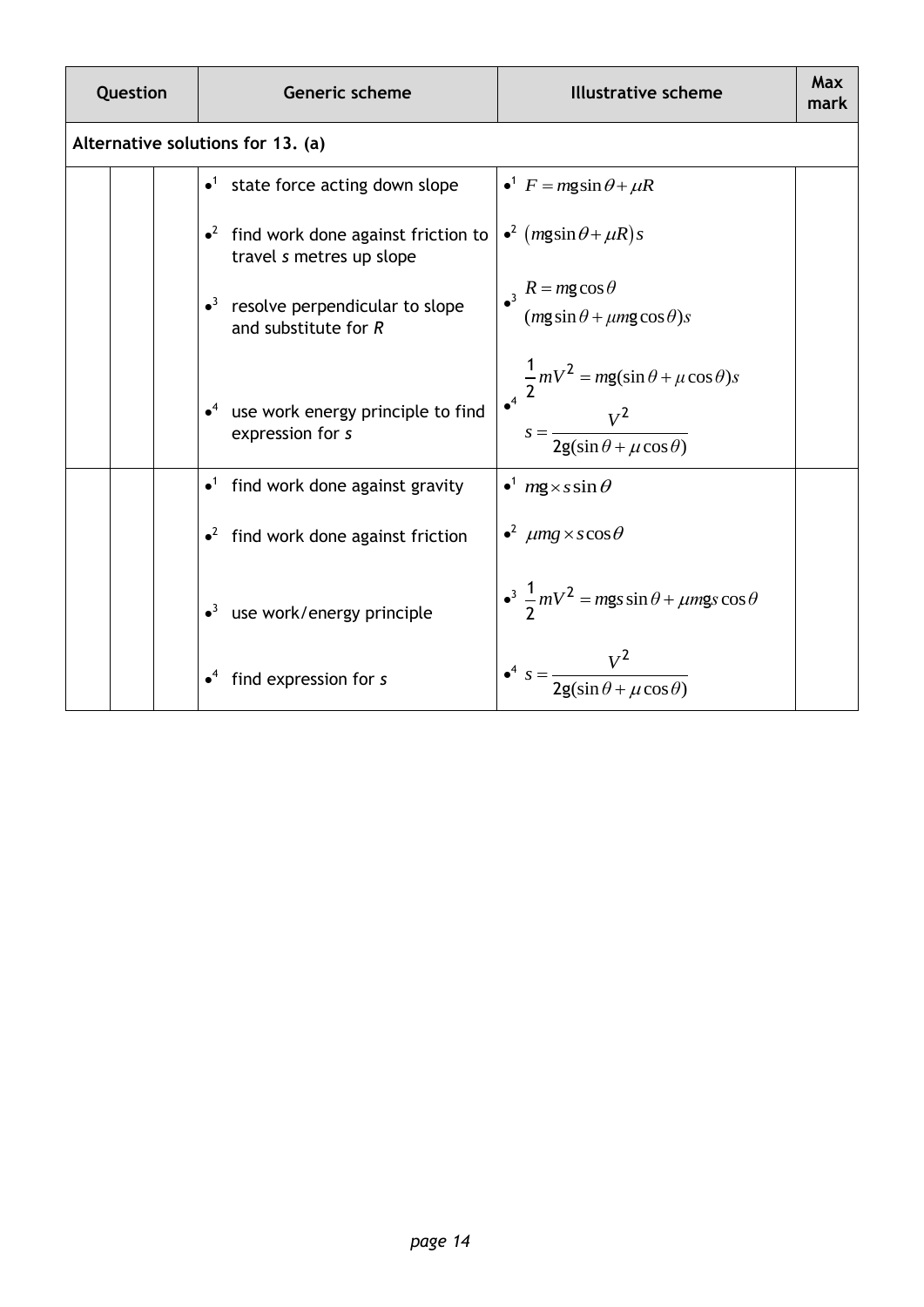| Question | | | Generic scheme | Illustrative scheme | Max mark |
|---|---|---|---|---|---|
| **Alternative solutions for 13. (a)** | | | | | |
| | | | •[1] state force acting down slope | •[1] $F = mg\sin\theta + \mu R$ | |
| | | | •[2] find work done against friction to travel *s* metres up slope | •[2] $(mg\sin\theta + \mu R)s$ | |
| | | | •[3] resolve perpendicular to slope and substitute for *R* | •[3] $R = mg\cos\theta$ <br> $(mg\sin\theta + \mu mg\cos\theta)s$ | |
| | | | •[4] use work energy principle to find expression for *s* | •[4] $\frac{1}{2}mV^2 = mg(\sin\theta + \mu\cos\theta)s$ <br> $s = \dfrac{V^2}{2g(\sin\theta + \mu\cos\theta)}$ | |
| | | | •[1] find work done against gravity | •[1] $mg \times s\sin\theta$ | |
| | | | •[2] find work done against friction | •[2] $\mu mg \times s\cos\theta$ | |
| | | | •[3] use work/energy principle | •[3] $\frac{1}{2}mV^2 = mgs\sin\theta + \mu mgs\cos\theta$ | |
| | | | •[4] find expression for *s* | •[4] $s = \dfrac{V^2}{2g(\sin\theta + \mu\cos\theta)}$ | |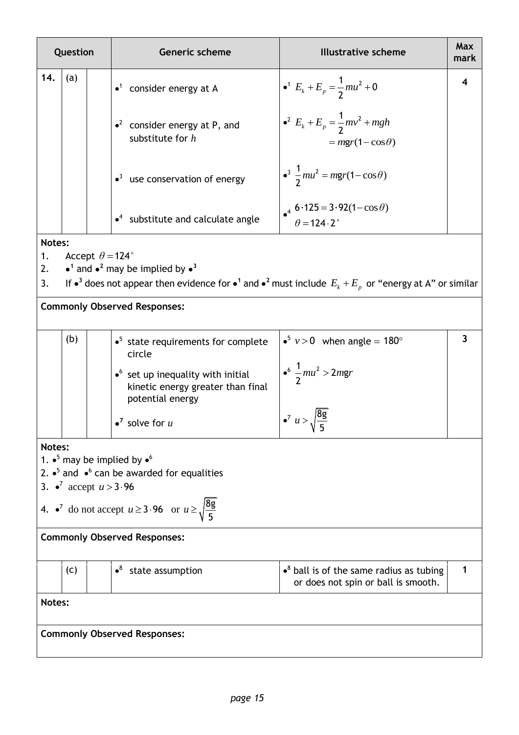| Question | | | Generic scheme | Illustrative scheme | Max mark |
|---|---|---|---|---|---|
| 14. | (a) | | •1 consider energy at A | •1 $E_k + E_p = \frac{1}{2}mu^2 + 0$ | 4 |
| | | | •2 consider energy at P, and substitute for $h$ | •2 $E_k + E_p = \frac{1}{2}mv^2 + mgh$ $= mgr(1-\cos\theta)$ | |
| | | | •3 use conservation of energy | •3 $\frac{1}{2}mu^2 = mgr(1-\cos\theta)$ | |
| | | | •4 substitute and calculate angle | •4 $6\cdot125 = 3\cdot92(1-\cos\theta)$ $\theta = 124\cdot2^\circ$ | |

**Notes:**

1. Accept $\theta = 124^\circ$
2. •1 and •2 may be implied by •3
3. If •3 does not appear then evidence for •1 and •2 must include $E_k + E_p$ or "energy at A" or similar

**Commonly Observed Responses:**

| Question | | | Generic scheme | Illustrative scheme | Max mark |
|---|---|---|---|---|---|
| | (b) | | •5 state requirements for complete circle | •5 $v > 0$ when angle = 180° | 3 |
| | | | •6 set up inequality with initial kinetic energy greater than final potential energy | •6 $\frac{1}{2}mu^2 > 2mgr$ | |
| | | | •7 solve for $u$ | •7 $u > \sqrt{\frac{8g}{5}}$ | |

**Notes:**

1. •5 may be implied by •6
2. •5 and •6 can be awarded for equalities
3. •7 accept $u > 3\cdot96$
4. •7 do not accept $u \geq 3\cdot96$ or $u \geq \sqrt{\frac{8g}{5}}$

**Commonly Observed Responses:**

| Question | | | Generic scheme | Illustrative scheme | Max mark |
|---|---|---|---|---|---|
| | (c) | | •8 state assumption | •8 ball is of the same radius as tubing or does not spin or ball is smooth. | 1 |

**Notes:**

**Commonly Observed Responses:**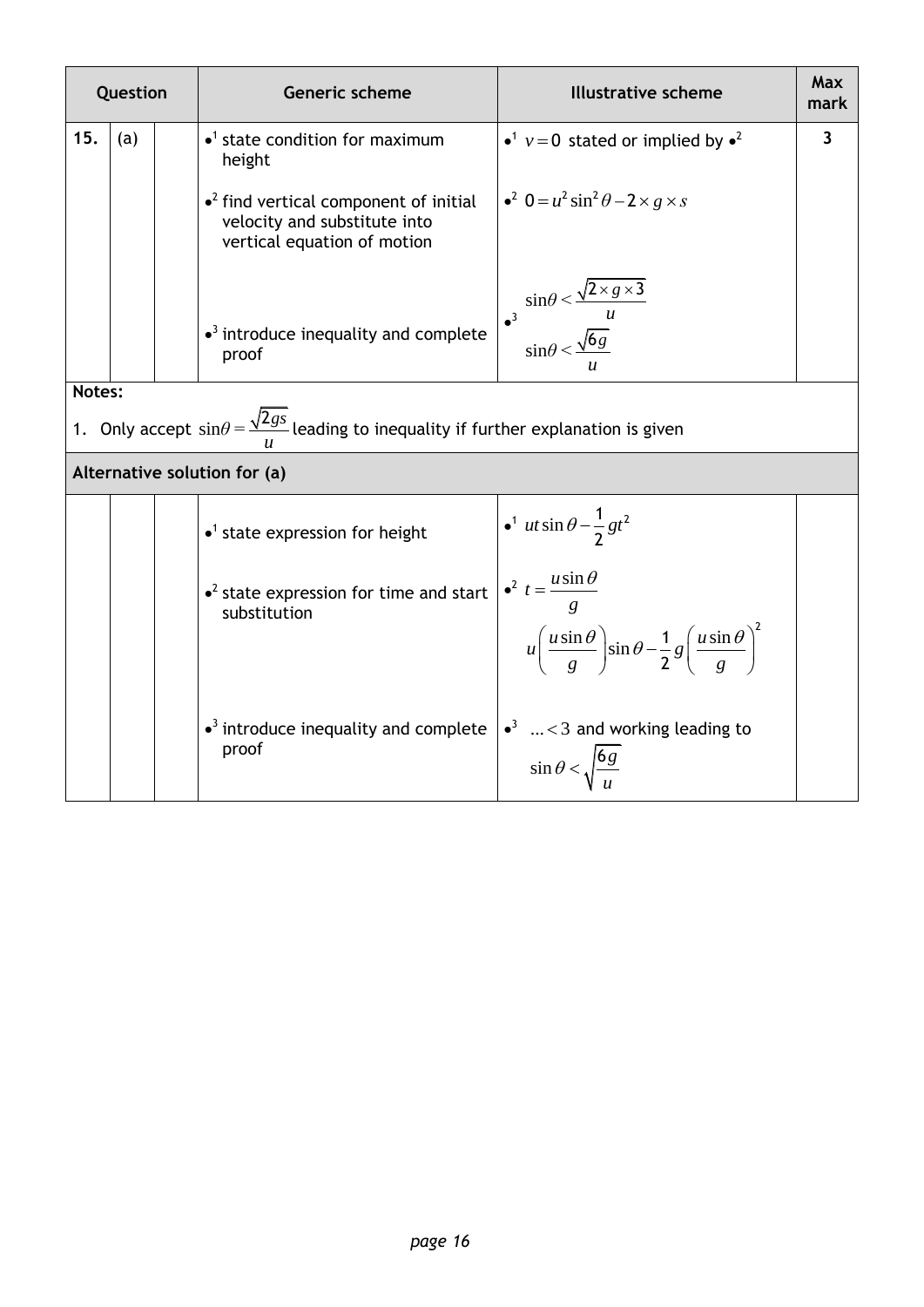| Question | | | Generic scheme | Illustrative scheme | Max mark |
|---|---|---|---|---|---|
| 15. | (a) | | •[1] state condition for maximum height<br><br>•[2] find vertical component of initial velocity and substitute into vertical equation of motion<br><br>•[3] introduce inequality and complete proof | •[1] $v = 0$ stated or implied by •[2]<br><br>•[2] $0 = u^2 \sin^2\theta - 2 \times g \times s$<br><br>•[3] $\sin\theta < \dfrac{\sqrt{2 \times g \times 3}}{u}$<br>$\sin\theta < \dfrac{\sqrt{6g}}{u}$ | 3 |

**Notes:**

1. Only accept $\sin\theta = \dfrac{\sqrt{2gs}}{u}$ leading to inequality if further explanation is given

**Alternative solution for (a)**

| | | | Generic scheme | Illustrative scheme | Max mark |
|---|---|---|---|---|---|
| | | | •[1] state expression for height<br><br>•[2] state expression for time and start substitution<br><br>•[3] introduce inequality and complete proof | •[1] $ut\sin\theta - \dfrac{1}{2}gt^2$<br><br>•[2] $t = \dfrac{u\sin\theta}{g}$<br>$u\left(\dfrac{u\sin\theta}{g}\right)\sin\theta - \dfrac{1}{2}g\left(\dfrac{u\sin\theta}{g}\right)^2$<br><br>•[3] $\ldots < 3$ and working leading to $\sin\theta < \sqrt{\dfrac{6g}{u}}$ | |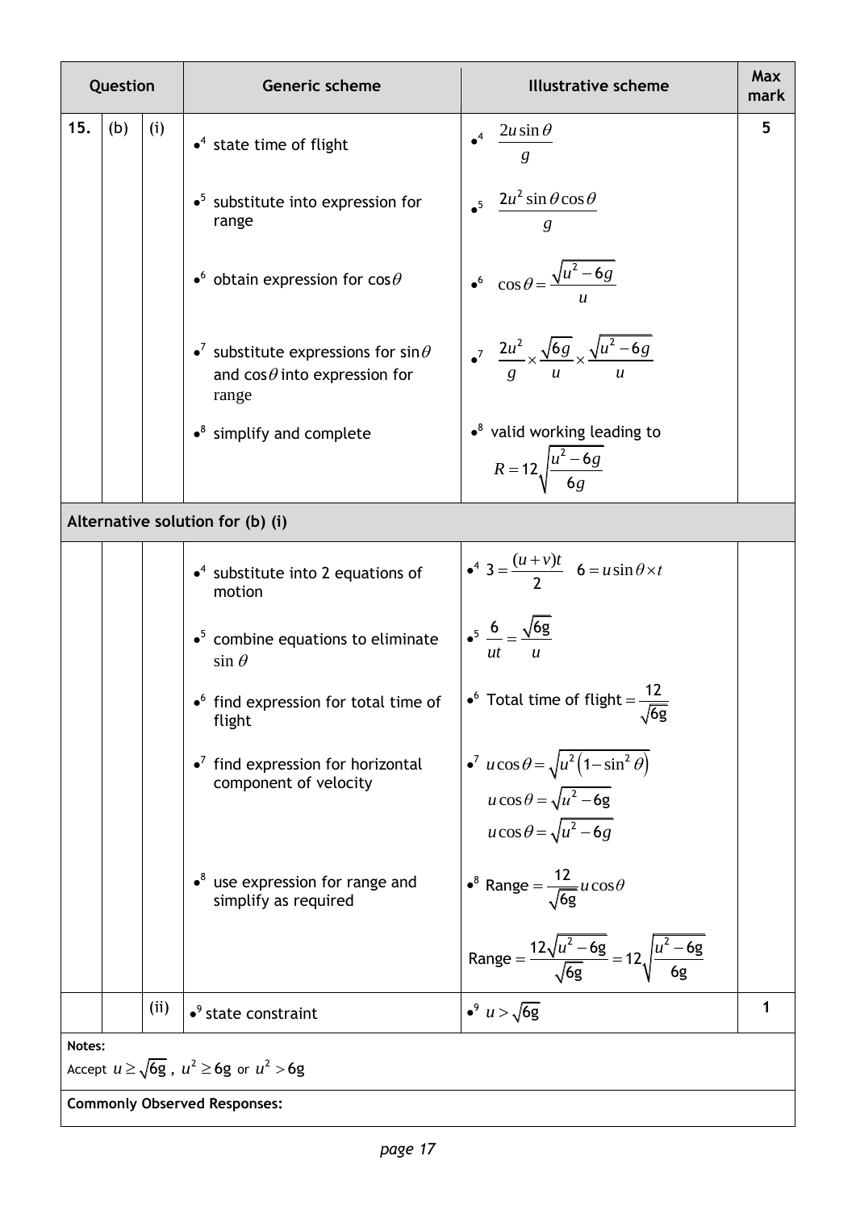| Question | | | Generic scheme | Illustrative scheme | Max mark |
|---|---|---|---|---|---|
| 15. | (b) | (i) | •[4] state time of flight | •[4] $\dfrac{2u\sin\theta}{g}$ | 5 |
| | | | •[5] substitute into expression for range | •[5] $\dfrac{2u^2\sin\theta\cos\theta}{g}$ | |
| | | | •[6] obtain expression for $\cos\theta$ | •[6] $\cos\theta = \dfrac{\sqrt{u^2-6g}}{u}$ | |
| | | | •[7] substitute expressions for $\sin\theta$ and $\cos\theta$ into expression for range | •[7] $\dfrac{2u^2}{g}\times\dfrac{\sqrt{6g}}{u}\times\dfrac{\sqrt{u^2-6g}}{u}$ | |
| | | | •[8] simplify and complete | •[8] valid working leading to $R = 12\sqrt{\dfrac{u^2-6g}{6g}}$ | |
| **Alternative solution for (b) (i)** | | | | | |
| | | | •[4] substitute into 2 equations of motion | •[4] $3 = \dfrac{(u+v)t}{2}$ $\quad 6 = u\sin\theta\times t$ | |
| | | | •[5] combine equations to eliminate $\sin\theta$ | •[5] $\dfrac{6}{ut} = \dfrac{\sqrt{6g}}{u}$ | |
| | | | •[6] find expression for total time of flight | •[6] Total time of flight $= \dfrac{12}{\sqrt{6g}}$ | |
| | | | •[7] find expression for horizontal component of velocity | •[7] $u\cos\theta = \sqrt{u^2\left(1-\sin^2\theta\right)}$ <br> $u\cos\theta = \sqrt{u^2-6g}$ <br> $u\cos\theta = \sqrt{u^2-6g}$ | |
| | | | •[8] use expression for range and simplify as required | •[8] Range $= \dfrac{12}{\sqrt{6g}}u\cos\theta$ <br> Range $= \dfrac{12\sqrt{u^2-6g}}{\sqrt{6g}} = 12\sqrt{\dfrac{u^2-6g}{6g}}$ | |
| | | (ii) | •[9] state constraint | •[9] $u > \sqrt{6g}$ | 1 |

**Notes:**

Accept $u \geq \sqrt{6g}$ , $u^2 \geq 6g$ or $u^2 > 6g$

**Commonly Observed Responses:**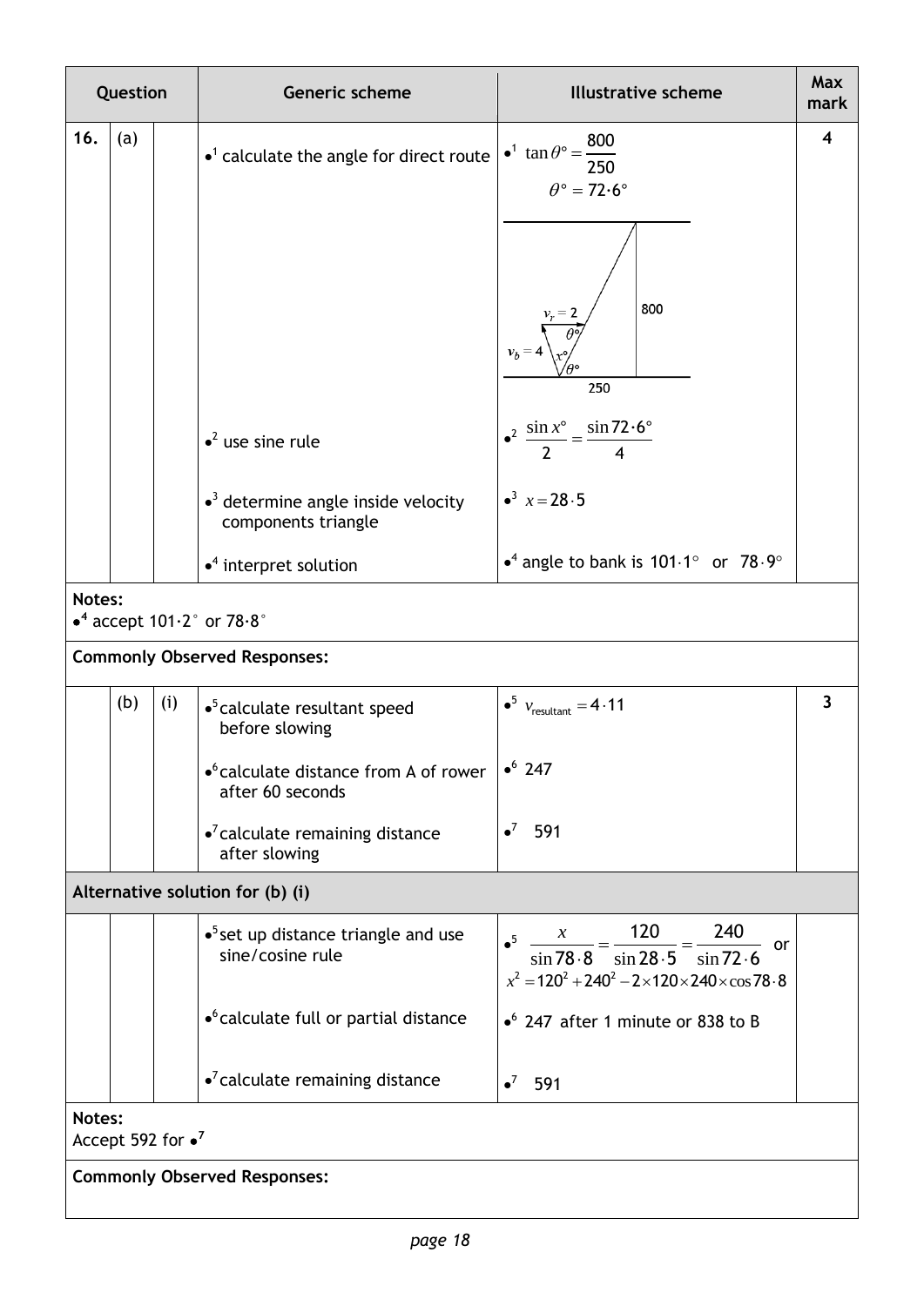| Question | | | Generic scheme | Illustrative scheme | Max mark |
|---|---|---|---|---|---|
| 16. | (a) | | •[1] calculate the angle for direct route | •[1] $\tan\theta° = \frac{800}{250}$ <br> $\theta° = 72{\cdot}6°$ | 4 |
| | | | •[2] use sine rule | •[2] $\frac{\sin x°}{2} = \frac{\sin 72{\cdot}6°}{4}$ | |
| | | | •[3] determine angle inside velocity components triangle | •[3] $x = 28{\cdot}5$ | |
| | | | •[4] interpret solution | •[4] angle to bank is $101{\cdot}1°$ or $78{\cdot}9°$ | |

**Notes:**

•[4] accept $101{\cdot}2°$ or $78{\cdot}8°$

**Commonly Observed Responses:**

| Question | | | Generic scheme | Illustrative scheme | Max mark |
|---|---|---|---|---|---|
| | (b) | (i) | •[5] calculate resultant speed before slowing | •[5] $v_{\text{resultant}} = 4{\cdot}11$ | 3 |
| | | | •[6] calculate distance from A of rower after 60 seconds | •[6] 247 | |
| | | | •[7] calculate remaining distance after slowing | •[7] 591 | |

**Alternative solution for (b) (i)**

| | | | Generic scheme | Illustrative scheme | |
|---|---|---|---|---|---|
| | | | •[5] set up distance triangle and use sine/cosine rule | •[5] $\frac{x}{\sin 78{\cdot}8} = \frac{120}{\sin 28{\cdot}5} = \frac{240}{\sin 72{\cdot}6}$ or <br> $x^2 = 120^2 + 240^2 - 2\times120\times240\times\cos 78{\cdot}8$ | |
| | | | •[6] calculate full or partial distance | •[6] 247 after 1 minute or 838 to B | |
| | | | •[7] calculate remaining distance | •[7] 591 | |

**Notes:**

Accept 592 for •[7]

**Commonly Observed Responses:**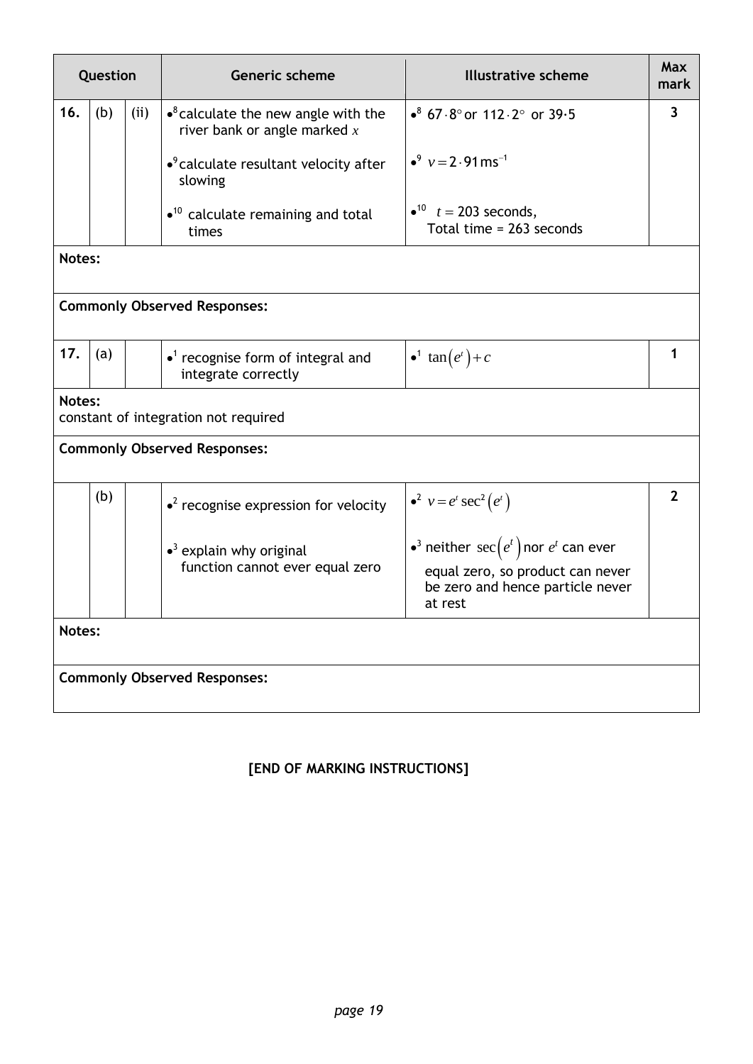| Question | | | Generic scheme | Illustrative scheme | Max mark |
|---|---|---|---|---|---|
| 16. | (b) | (ii) | •[8] calculate the new angle with the river bank or angle marked $x$ | •[8] $67 \cdot 8^\circ$ or $112 \cdot 2^\circ$ or $39 \cdot 5$ | 3 |
| | | | •[9] calculate resultant velocity after slowing | •[9] $v = 2 \cdot 91 \, \text{ms}^{-1}$ | |
| | | | •[10] calculate remaining and total times | •[10] $t = 203$ seconds, Total time = 263 seconds | |
| **Notes:** | | | | | |
| **Commonly Observed Responses:** | | | | | |
| 17. | (a) | | •[1] recognise form of integral and integrate correctly | •[1] $\tan\left(e^t\right) + c$ | 1 |
| **Notes:** constant of integration not required | | | | | |
| **Commonly Observed Responses:** | | | | | |
| | (b) | | •[2] recognise expression for velocity | •[2] $v = e^t \sec^2\left(e^t\right)$ | 2 |
| | | | •[3] explain why original function cannot ever equal zero | •[3] neither $\sec\left(e^t\right)$ nor $e^t$ can ever equal zero, so product can never be zero and hence particle never at rest | |
| **Notes:** | | | | | |
| **Commonly Observed Responses:** | | | | | |

**[END OF MARKING INSTRUCTIONS]**